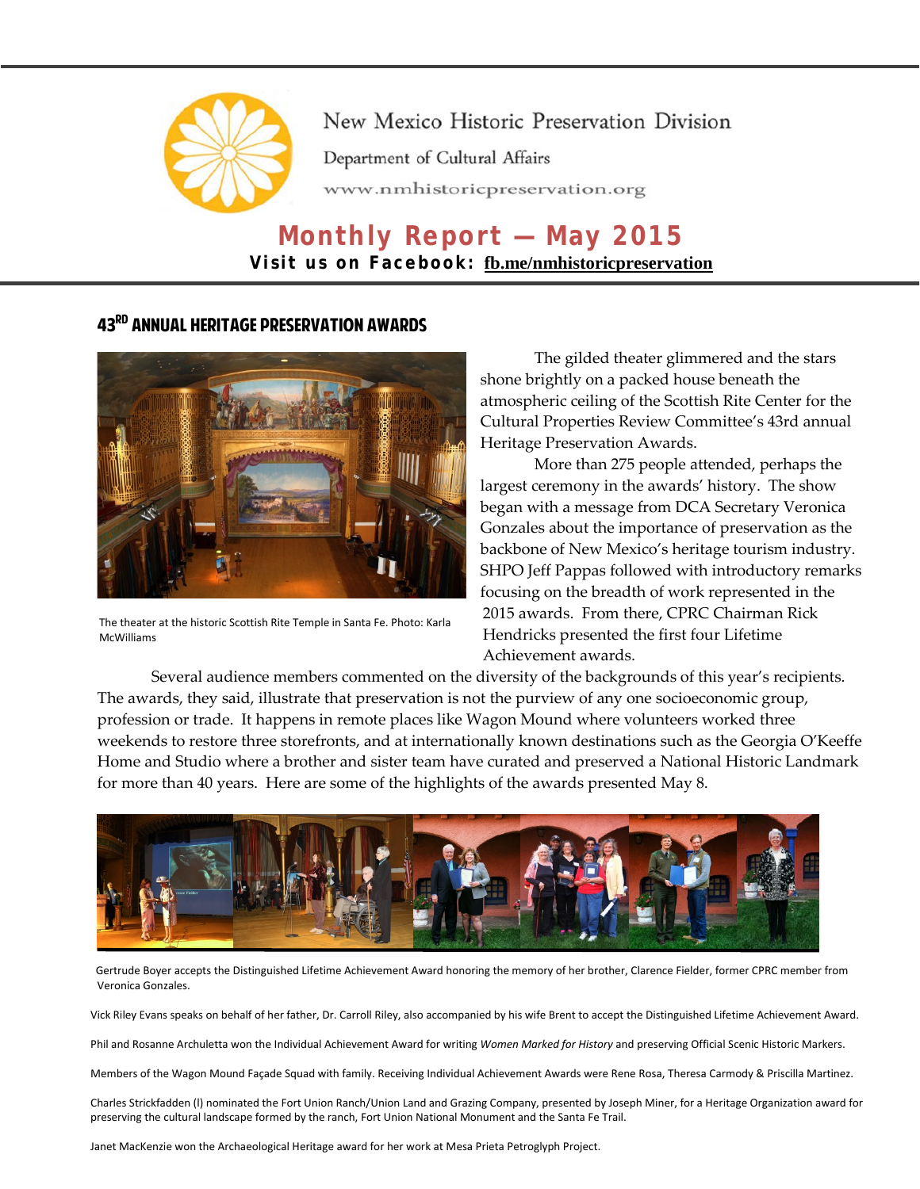New Mexico Historic Preservation Division

Department of Cultural Affairs

www.nmhistoricpreservation.org

# Monthly Report — May 2015

**Visit us on Facebook: fb.me/nmhistoricpreservation**

## 43RD ANNUAL HERITAGE PRESERVATION AWARDS

The theater at the historic Scottish Rite Temple in Santa Fe. Photo: Karla McWilliams

The gilded theater glimmered and the stars shone brightly on a packed house beneath the atmospheric ceiling of the Scottish Rite Center for the Cultural Properties Review Committee's 43rd annual Heritage Preservation Awards.

More than 275 people attended, perhaps the largest ceremony in the awards' history. The show began with a message from DCA Secretary Veronica Gonzales about the importance of preservation as the backbone of New Mexico's heritage tourism industry. SHPO Jeff Pappas followed with introductory remarks focusing on the breadth of work represented in the 2015 awards. From there, CPRC Chairman Rick Hendricks presented the first four Lifetime Achievement awards.

Several audience members commented on the diversity of the backgrounds of this year's recipients. The awards, they said, illustrate that preservation is not the purview of any one socioeconomic group, profession or trade. It happens in remote places like Wagon Mound where volunteers worked three weekends to restore three storefronts, and at internationally known destinations such as the Georgia O'Keeffe Home and Studio where a brother and sister team have curated and preserved a National Historic Landmark for more than 40 years. Here are some of the highlights of the awards presented May 8.

Gertrude Boyer accepts the Distinguished Lifetime Achievement Award honoring the memory of her brother, Clarence Fielder, former CPRC member from Veronica Gonzales.

Vick Riley Evans speaks on behalf of her father, Dr. Carroll Riley, also accompanied by his wife Brent to accept the Distinguished Lifetime Achievement Award.

Phil and Rosanne Archuletta won the Individual Achievement Award for writing *Women Marked for History* and preserving Official Scenic Historic Markers.

Members of the Wagon Mound Façade Squad with family. Receiving Individual Achievement Awards were Rene Rosa, Theresa Carmody & Priscilla Martinez.

Charles Strickfadden (l) nominated the Fort Union Ranch/Union Land and Grazing Company, presented by Joseph Miner, for a Heritage Organization award for preserving the cultural landscape formed by the ranch, Fort Union National Monument and the Santa Fe Trail.

Janet MacKenzie won the Archaeological Heritage award for her work at Mesa Prieta Petroglyph Project.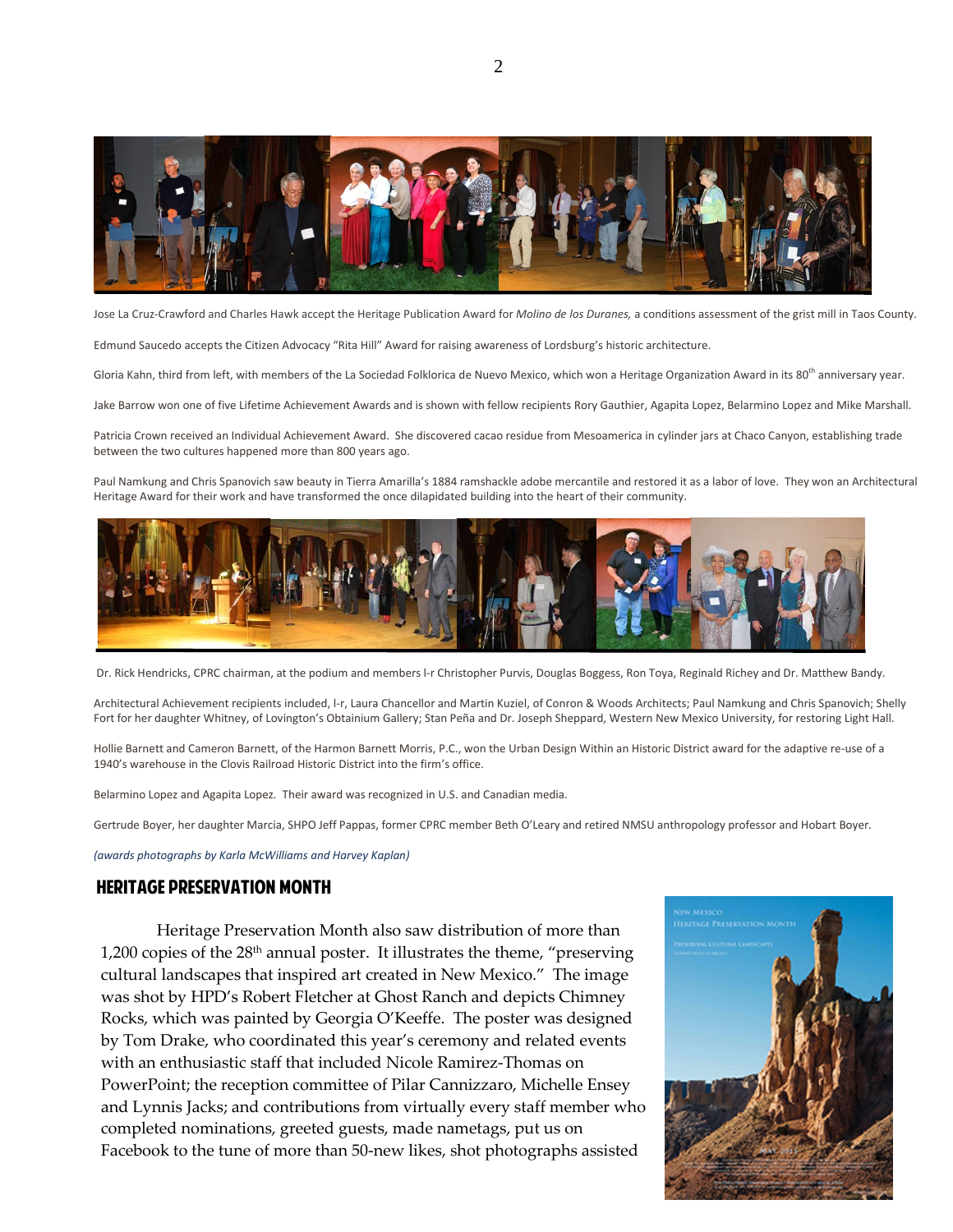Jose La Cruz-Crawford and Charles Hawk accept the Heritage Publication Award for *Molino de los Duranes,* a conditions assessment of the grist mill in Taos County.

Edmund Saucedo accepts the Citizen Advocacy "Rita Hill" Award for raising awareness of Lordsburg's historic architecture.

Gloria Kahn, third from left, with members of the La Sociedad Folklorica de Nuevo Mexico, which won a Heritage Organization Award in its 80th anniversary year.

Jake Barrow won one of five Lifetime Achievement Awards and is shown with fellow recipients Rory Gauthier, Agapita Lopez, Belarmino Lopez and Mike Marshall.

Patricia Crown received an Individual Achievement Award. She discovered cacao residue from Mesoamerica in cylinder jars at Chaco Canyon, establishing trade between the two cultures happened more than 800 years ago.

Paul Namkung and Chris Spanovich saw beauty in Tierra Amarilla's 1884 ramshackle adobe mercantile and restored it as a labor of love. They won an Architectural Heritage Award for their work and have transformed the once dilapidated building into the heart of their community.

Dr. Rick Hendricks, CPRC chairman, at the podium and members l-r Christopher Purvis, Douglas Boggess, Ron Toya, Reginald Richey and Dr. Matthew Bandy.

Architectural Achievement recipients included, l-r, Laura Chancellor and Martin Kuziel, of Conron & Woods Architects; Paul Namkung and Chris Spanovich; Shelly Fort for her daughter Whitney, of Lovington's Obtainium Gallery; Stan Peña and Dr. Joseph Sheppard, Western New Mexico University, for restoring Light Hall.

Hollie Barnett and Cameron Barnett, of the Harmon Barnett Morris, P.C., won the Urban Design Within an Historic District award for the adaptive re-use of a 1940's warehouse in the Clovis Railroad Historic District into the firm's office.

Belarmino Lopez and Agapita Lopez. Their award was recognized in U.S. and Canadian media.

Gertrude Boyer, her daughter Marcia, SHPO Jeff Pappas, former CPRC member Beth O'Leary and retired NMSU anthropology professor and Hobart Boyer.

*(awards photographs by Karla McWilliams and Harvey Kaplan)*

## HERITAGE PRESERVATION MONTH

Heritage Preservation Month also saw distribution of more than 1,200 copies of the 28th annual poster. It illustrates the theme, "preserving cultural landscapes that inspired art created in New Mexico." The image was shot by HPD's Robert Fletcher at Ghost Ranch and depicts Chimney Rocks, which was painted by Georgia O'Keeffe. The poster was designed by Tom Drake, who coordinated this year's ceremony and related events with an enthusiastic staff that included Nicole Ramirez-Thomas on PowerPoint; the reception committee of Pilar Cannizzaro, Michelle Ensey and Lynnis Jacks; and contributions from virtually every staff member who completed nominations, greeted guests, made nametags, put us on Facebook to the tune of more than 50-new likes, shot photographs assisted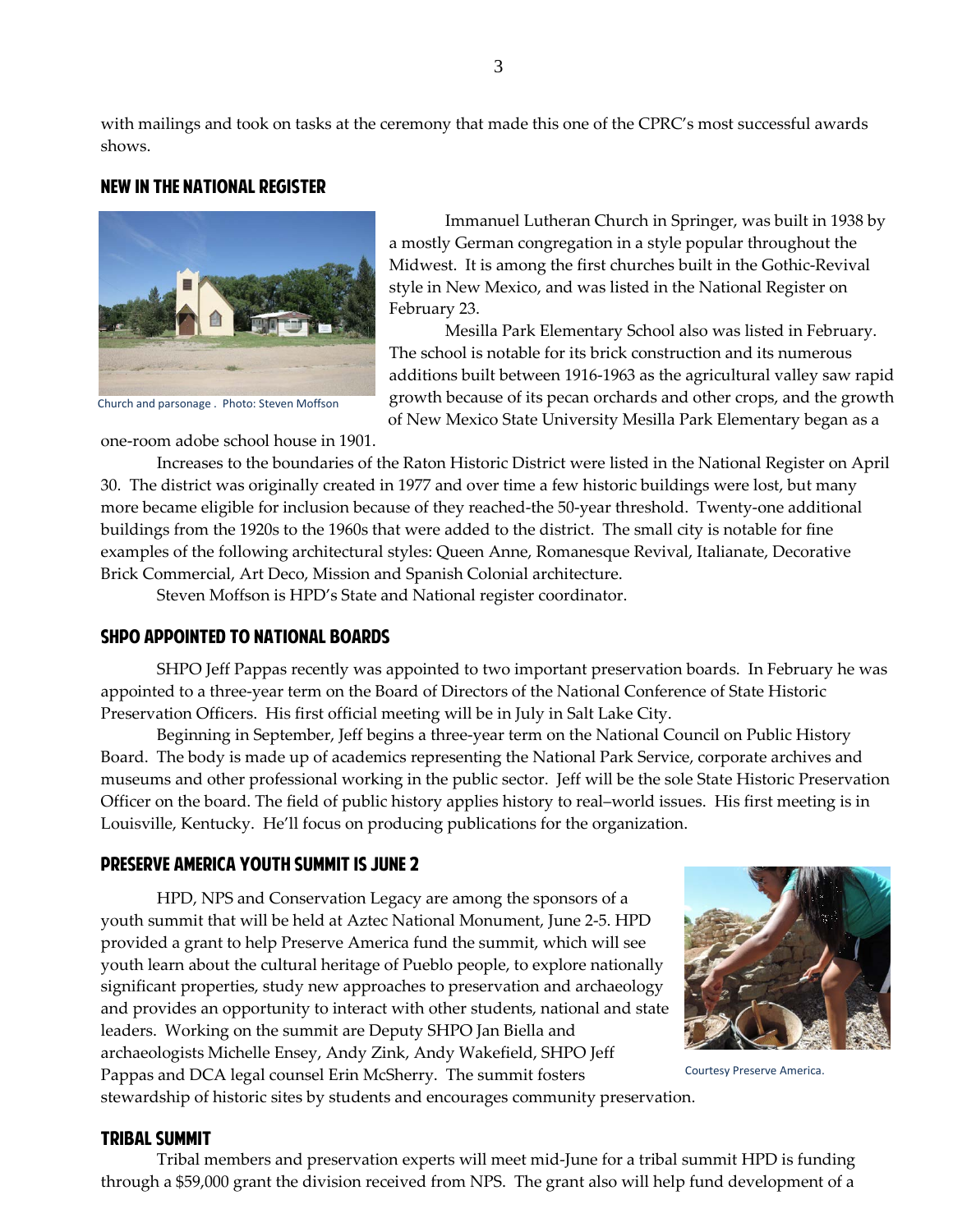with mailings and took on tasks at the ceremony that made this one of the CPRC's most successful awards shows.

## NEW IN THE NATIONAL REGISTER

Church and parsonage . Photo: Steven Moffson

Immanuel Lutheran Church in Springer, was built in 1938 by a mostly German congregation in a style popular throughout the Midwest. It is among the first churches built in the Gothic-Revival style in New Mexico, and was listed in the National Register on February 23.

Mesilla Park Elementary School also was listed in February. The school is notable for its brick construction and its numerous additions built between 1916-1963 as the agricultural valley saw rapid growth because of its pecan orchards and other crops, and the growth of New Mexico State University Mesilla Park Elementary began as a one-room adobe school house in 1901.

Increases to the boundaries of the Raton Historic District were listed in the National Register on April 30. The district was originally created in 1977 and over time a few historic buildings were lost, but many more became eligible for inclusion because of they reached-the 50-year threshold. Twenty-one additional buildings from the 1920s to the 1960s that were added to the district. The small city is notable for fine examples of the following architectural styles: Queen Anne, Romanesque Revival, Italianate, Decorative Brick Commercial, Art Deco, Mission and Spanish Colonial architecture.

Steven Moffson is HPD's State and National register coordinator.

## SHPO APPOINTED TO NATIONAL BOARDS

SHPO Jeff Pappas recently was appointed to two important preservation boards. In February he was appointed to a three-year term on the Board of Directors of the National Conference of State Historic Preservation Officers. His first official meeting will be in July in Salt Lake City.

Beginning in September, Jeff begins a three-year term on the National Council on Public History Board. The body is made up of academics representing the National Park Service, corporate archives and museums and other professional working in the public sector. Jeff will be the sole State Historic Preservation Officer on the board. The field of public history applies history to real–world issues. His first meeting is in Louisville, Kentucky. He'll focus on producing publications for the organization.

## PRESERVE AMERICA YOUTH SUMMIT IS JUNE 2

HPD, NPS and Conservation Legacy are among the sponsors of a youth summit that will be held at Aztec National Monument, June 2-5. HPD provided a grant to help Preserve America fund the summit, which will see youth learn about the cultural heritage of Pueblo people, to explore nationally significant properties, study new approaches to preservation and archaeology and provides an opportunity to interact with other students, national and state leaders. Working on the summit are Deputy SHPO Jan Biella and archaeologists Michelle Ensey, Andy Zink, Andy Wakefield, SHPO Jeff Pappas and DCA legal counsel Erin McSherry. The summit fosters stewardship of historic sites by students and encourages community preservation.

Courtesy Preserve America.

## TRIBAL SUMMIT

Tribal members and preservation experts will meet mid-June for a tribal summit HPD is funding through a $59,000 grant the division received from NPS. The grant also will help fund development of a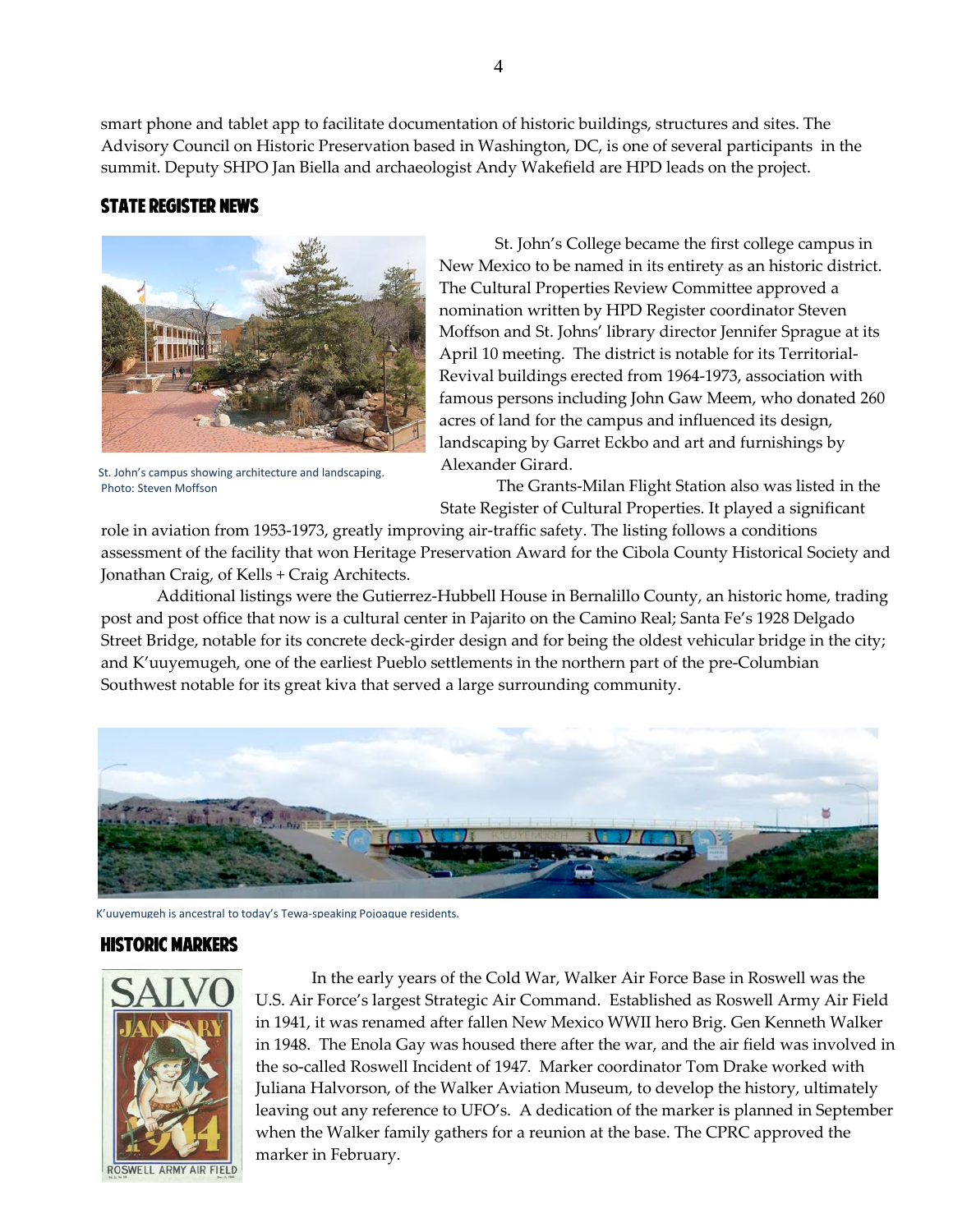smart phone and tablet app to facilitate documentation of historic buildings, structures and sites. The Advisory Council on Historic Preservation based in Washington, DC, is one of several participants in the summit. Deputy SHPO Jan Biella and archaeologist Andy Wakefield are HPD leads on the project.

## STATE REGISTER NEWS

St. John's campus showing architecture and landscaping. Photo: Steven Moffson

St. John's College became the first college campus in New Mexico to be named in its entirety as an historic district. The Cultural Properties Review Committee approved a nomination written by HPD Register coordinator Steven Moffson and St. Johns' library director Jennifer Sprague at its April 10 meeting. The district is notable for its Territorial-Revival buildings erected from 1964-1973, association with famous persons including John Gaw Meem, who donated 260 acres of land for the campus and influenced its design, landscaping by Garret Eckbo and art and furnishings by Alexander Girard.

The Grants-Milan Flight Station also was listed in the State Register of Cultural Properties. It played a significant role in aviation from 1953-1973, greatly improving air-traffic safety. The listing follows a conditions assessment of the facility that won Heritage Preservation Award for the Cibola County Historical Society and Jonathan Craig, of Kells + Craig Architects.

Additional listings were the Gutierrez-Hubbell House in Bernalillo County, an historic home, trading post and post office that now is a cultural center in Pajarito on the Camino Real; Santa Fe's 1928 Delgado Street Bridge, notable for its concrete deck-girder design and for being the oldest vehicular bridge in the city; and K'uuyemugeh, one of the earliest Pueblo settlements in the northern part of the pre-Columbian Southwest notable for its great kiva that served a large surrounding community.

K'uuyemugeh is ancestral to today's Tewa-speaking Pojoaque residents.

## HISTORIC MARKERS

In the early years of the Cold War, Walker Air Force Base in Roswell was the U.S. Air Force's largest Strategic Air Command. Established as Roswell Army Air Field in 1941, it was renamed after fallen New Mexico WWII hero Brig. Gen Kenneth Walker in 1948. The Enola Gay was housed there after the war, and the air field was involved in the so-called Roswell Incident of 1947. Marker coordinator Tom Drake worked with Juliana Halvorson, of the Walker Aviation Museum, to develop the history, ultimately leaving out any reference to UFO's. A dedication of the marker is planned in September when the Walker family gathers for a reunion at the base. The CPRC approved the marker in February.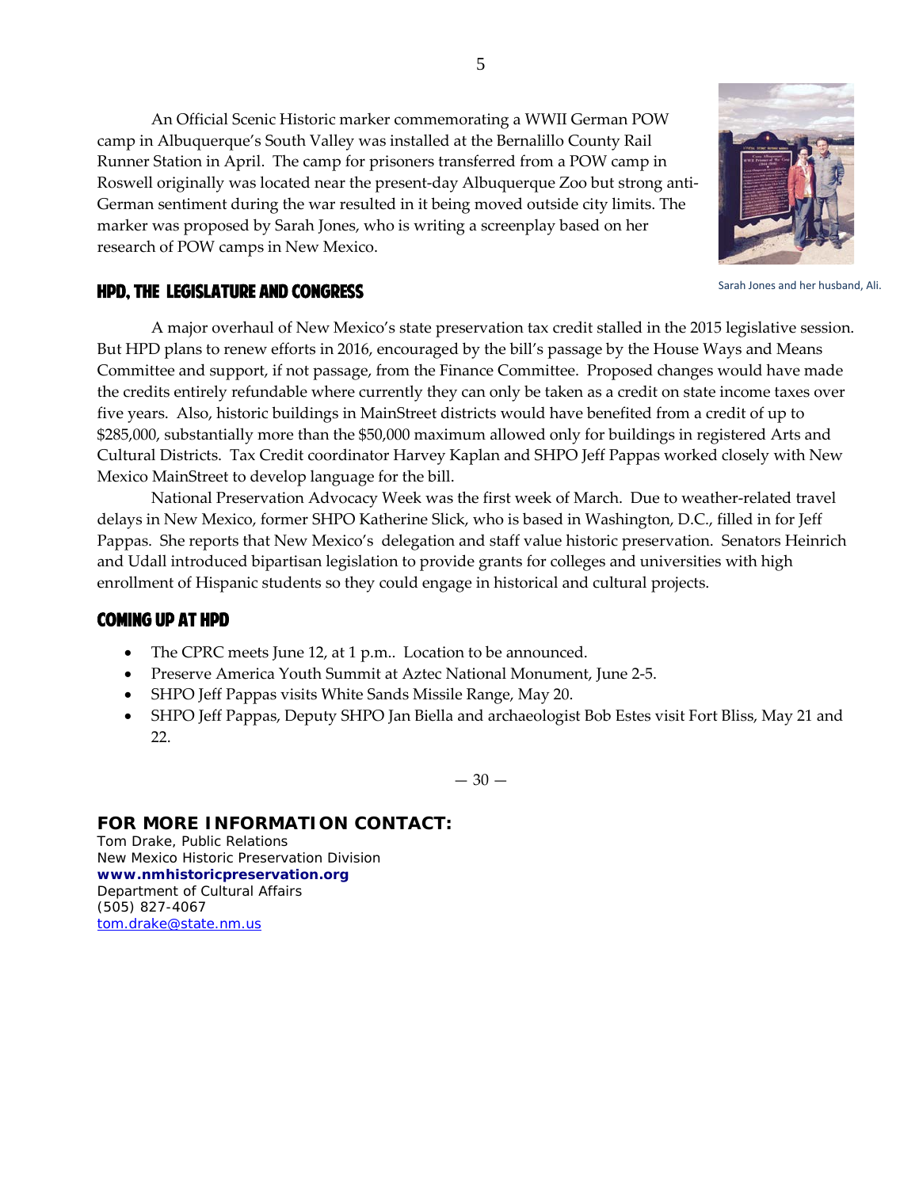An Official Scenic Historic marker commemorating a WWII German POW camp in Albuquerque's South Valley was installed at the Bernalillo County Rail Runner Station in April. The camp for prisoners transferred from a POW camp in Roswell originally was located near the present-day Albuquerque Zoo but strong anti-German sentiment during the war resulted in it being moved outside city limits. The marker was proposed by Sarah Jones, who is writing a screenplay based on her research of POW camps in New Mexico.

Sarah Jones and her husband, Ali.

## HPD, THE LEGISLATURE AND CONGRESS

A major overhaul of New Mexico's state preservation tax credit stalled in the 2015 legislative session. But HPD plans to renew efforts in 2016, encouraged by the bill's passage by the House Ways and Means Committee and support, if not passage, from the Finance Committee. Proposed changes would have made the credits entirely refundable where currently they can only be taken as a credit on state income taxes over five years. Also, historic buildings in MainStreet districts would have benefited from a credit of up to $285,000, substantially more than the $50,000 maximum allowed only for buildings in registered Arts and Cultural Districts. Tax Credit coordinator Harvey Kaplan and SHPO Jeff Pappas worked closely with New Mexico MainStreet to develop language for the bill.

National Preservation Advocacy Week was the first week of March. Due to weather-related travel delays in New Mexico, former SHPO Katherine Slick, who is based in Washington, D.C., filled in for Jeff Pappas. She reports that New Mexico's delegation and staff value historic preservation. Senators Heinrich and Udall introduced bipartisan legislation to provide grants for colleges and universities with high enrollment of Hispanic students so they could engage in historical and cultural projects.

## COMING UP AT HPD

- The CPRC meets June 12, at 1 p.m.. Location to be announced.
- Preserve America Youth Summit at Aztec National Monument, June 2-5.
- SHPO Jeff Pappas visits White Sands Missile Range, May 20.
- SHPO Jeff Pappas, Deputy SHPO Jan Biella and archaeologist Bob Estes visit Fort Bliss, May 21 and 22.

— 30 —

**FOR MORE INFORMATION CONTACT:**
Tom Drake, Public Relations
New Mexico Historic Preservation Division
**www.nmhistoricpreservation.org**
Department of Cultural Affairs
(505) 827-4067
tom.drake@state.nm.us